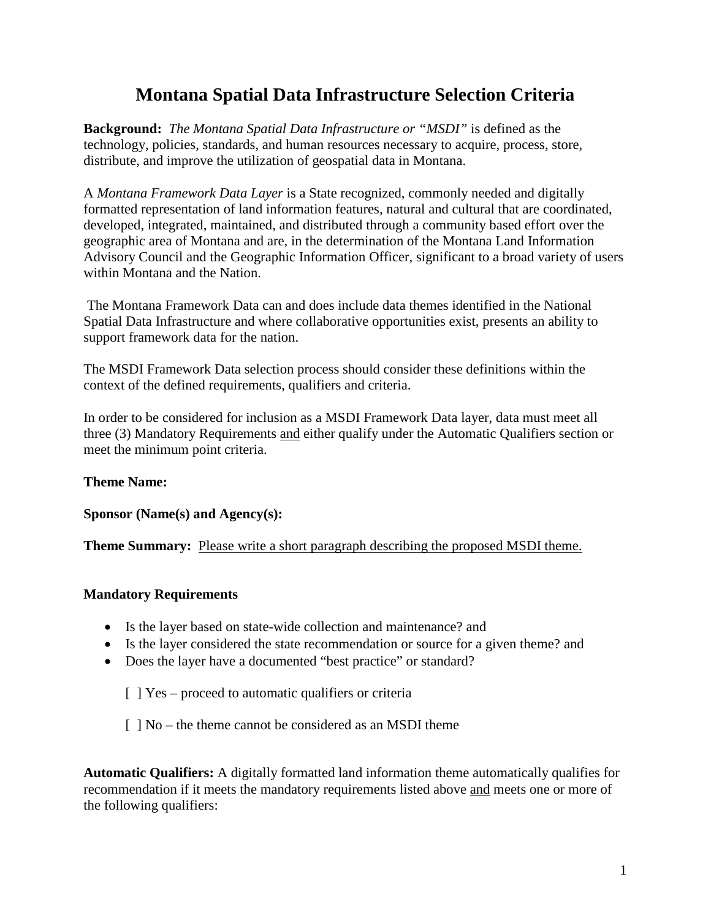# Montana Spatial Data Infrastructure Selection Criteria

**Background:** *The Montana Spatial Data Infrastructure or "MSDI"* is defined as the technology, policies, standards, and human resources necessary to acquire, process, store, distribute, and improve the utilization of geospatial data in Montana.

A *Montana Framework Data Layer* is a State recognized, commonly needed and digitally formatted representation of land information features, natural and cultural that are coordinated, developed, integrated, maintained, and distributed through a community based effort over the geographic area of Montana and are, in the determination of the Montana Land Information Advisory Council and the Geographic Information Officer, significant to a broad variety of users within Montana and the Nation.

The Montana Framework Data can and does include data themes identified in the National Spatial Data Infrastructure and where collaborative opportunities exist, presents an ability to support framework data for the nation.

The MSDI Framework Data selection process should consider these definitions within the context of the defined requirements, qualifiers and criteria.

In order to be considered for inclusion as a MSDI Framework Data layer, data must meet all three (3) Mandatory Requirements <u>and</u> either qualify under the Automatic Qualifiers section or meet the minimum point criteria.

**Theme Name:**

**Sponsor (Name(s) and Agency(s):**

**Theme Summary:** <u>Please write a short paragraph describing the proposed MSDI theme.</u>

**Mandatory Requirements**

- Is the layer based on state-wide collection and maintenance? and
- Is the layer considered the state recommendation or source for a given theme? and
- Does the layer have a documented "best practice" or standard?

  [ ] Yes – proceed to automatic qualifiers or criteria

  [ ] No – the theme cannot be considered as an MSDI theme

**Automatic Qualifiers:** A digitally formatted land information theme automatically qualifies for recommendation if it meets the mandatory requirements listed above <u>and</u> meets one or more of the following qualifiers: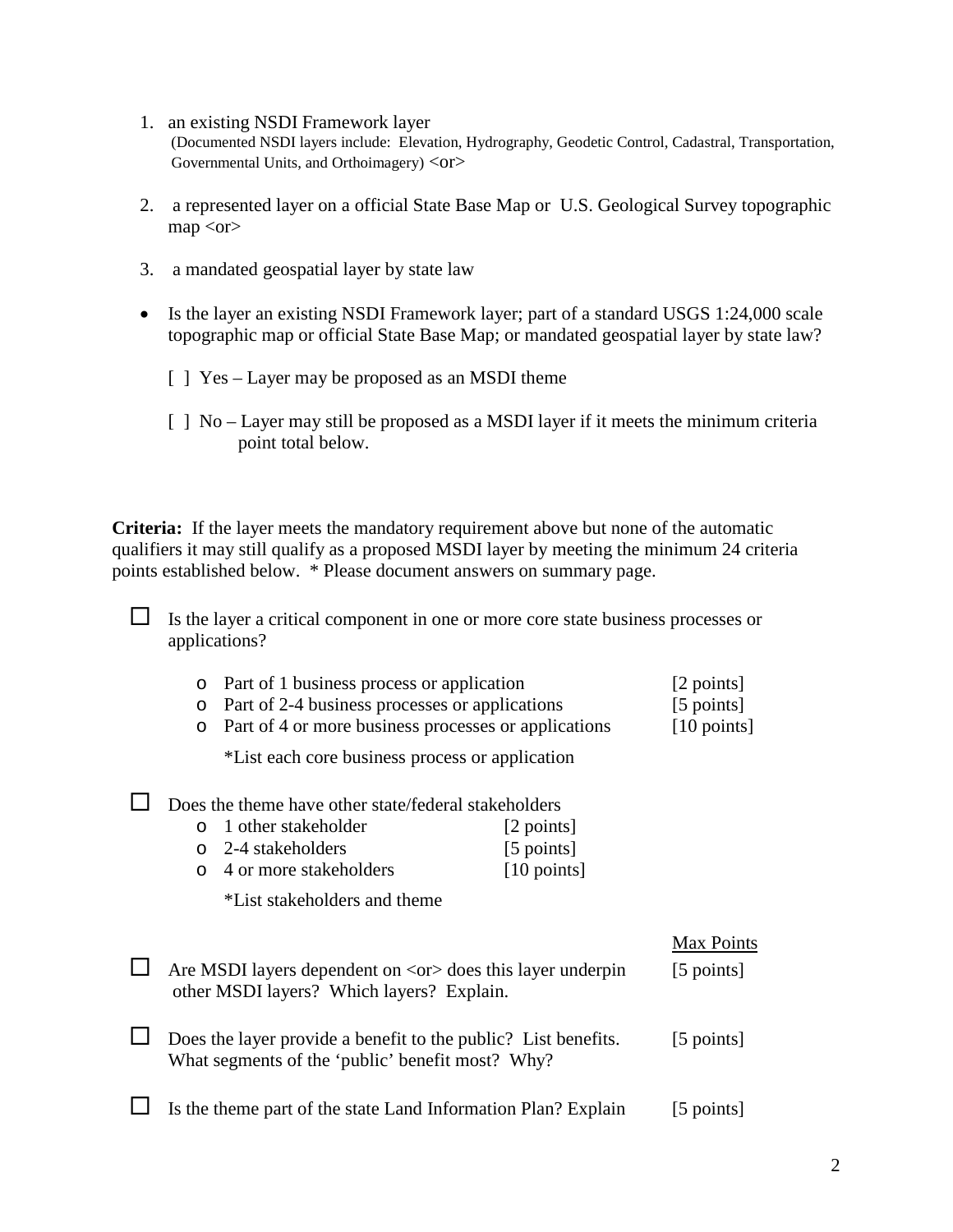1. an existing NSDI Framework layer
   (Documented NSDI layers include: Elevation, Hydrography, Geodetic Control, Cadastral, Transportation, Governmental Units, and Orthoimagery) <or>

2. a represented layer on a official State Base Map or U.S. Geological Survey topographic map <or>

3. a mandated geospatial layer by state law

- Is the layer an existing NSDI Framework layer; part of a standard USGS 1:24,000 scale topographic map or official State Base Map; or mandated geospatial layer by state law?

  [ ] Yes – Layer may be proposed as an MSDI theme

  [ ] No – Layer may still be proposed as a MSDI layer if it meets the minimum criteria point total below.

**Criteria:** If the layer meets the mandatory requirement above but none of the automatic qualifiers it may still qualify as a proposed MSDI layer by meeting the minimum 24 criteria points established below. * Please document answers on summary page.

☐ Is the layer a critical component in one or more core state business processes or applications?

- Part of 1 business process or application [2 points]
- Part of 2-4 business processes or applications [5 points]
- Part of 4 or more business processes or applications [10 points]

  *List each core business process or application

☐ Does the theme have other state/federal stakeholders

- 1 other stakeholder [2 points]
- 2-4 stakeholders [5 points]
- 4 or more stakeholders [10 points]

  *List stakeholders and theme

| | Max Points |
|---|---|
| ☐ Are MSDI layers dependent on <or> does this layer underpin other MSDI layers? Which layers? Explain. | [5 points] |
| ☐ Does the layer provide a benefit to the public? List benefits. What segments of the 'public' benefit most? Why? | [5 points] |
| ☐ Is the theme part of the state Land Information Plan? Explain | [5 points] |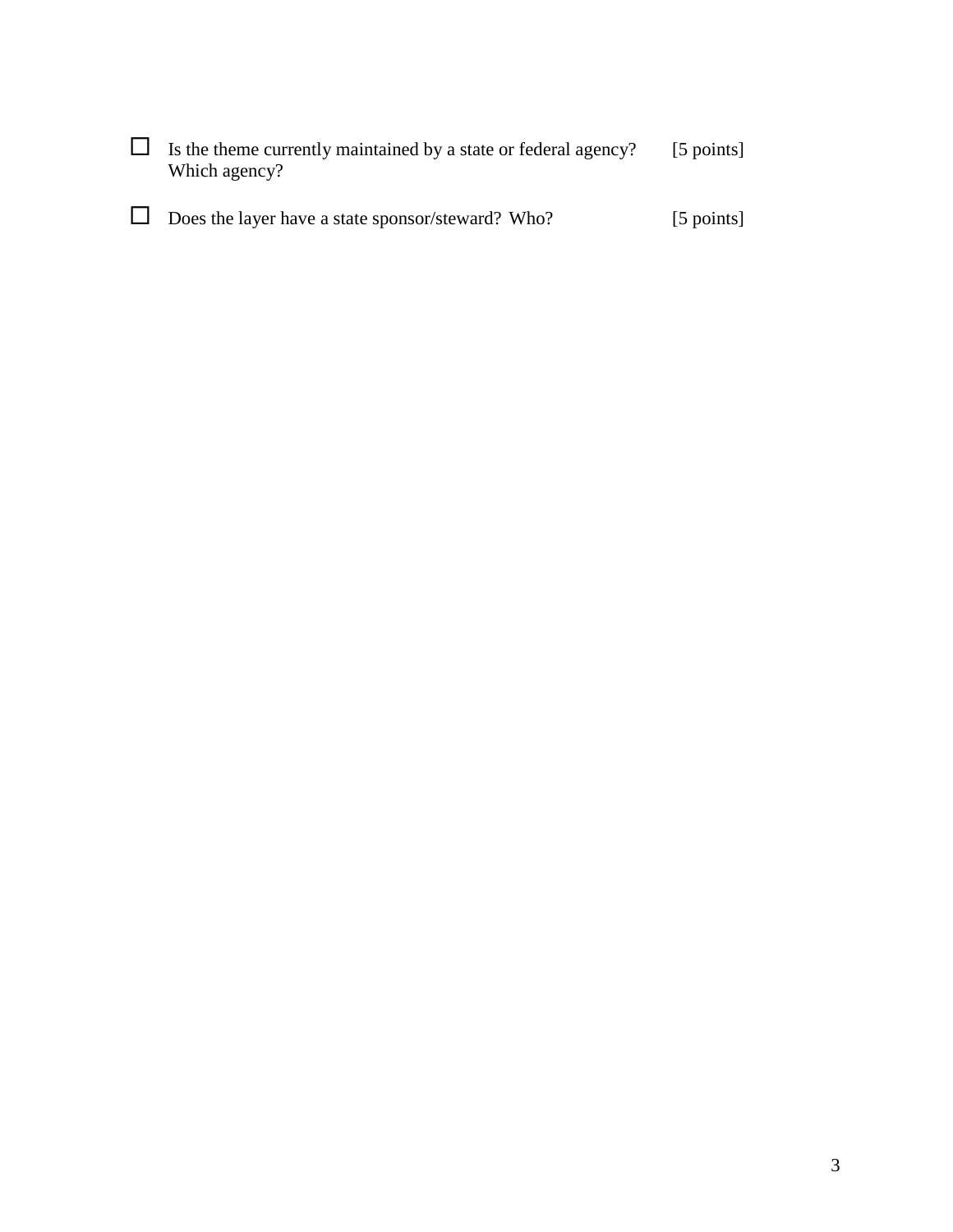- ☐ Is the theme currently maintained by a state or federal agency? Which agency? [5 points]

- ☐ Does the layer have a state sponsor/steward? Who? [5 points]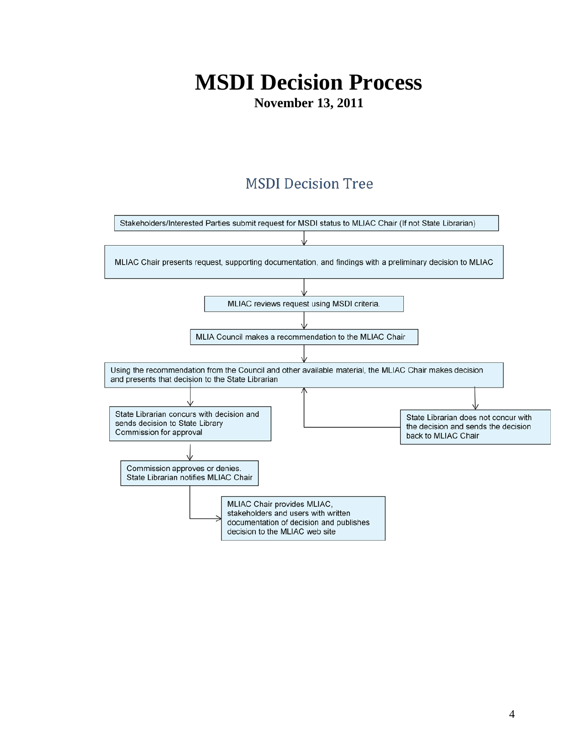# MSDI Decision Process

**November 13, 2011**

## MSDI Decision Tree

Stakeholders/Interested Parties submit request for MSDI status to MLIAC Chair (If not State Librarian)

MLIAC Chair presents request, supporting documentation, and findings with a preliminary decision to MLIAC

MLIAC reviews request using MSDI criteria.

MLIA Council makes a recommendation to the MLIAC Chair

Using the recommendation from the Council and other available material, the MLIAC Chair makes decision and presents that decision to the State Librarian

State Librarian concurs with decision and sends decision to State Library Commission for approval

State Librarian does not concur with the decision and sends the decision back to MLIAC Chair

Commission approves or denies. State Librarian notifies MLIAC Chair

MLIAC Chair provides MLIAC, stakeholders and users with written documentation of decision and publishes decision to the MLIAC web site